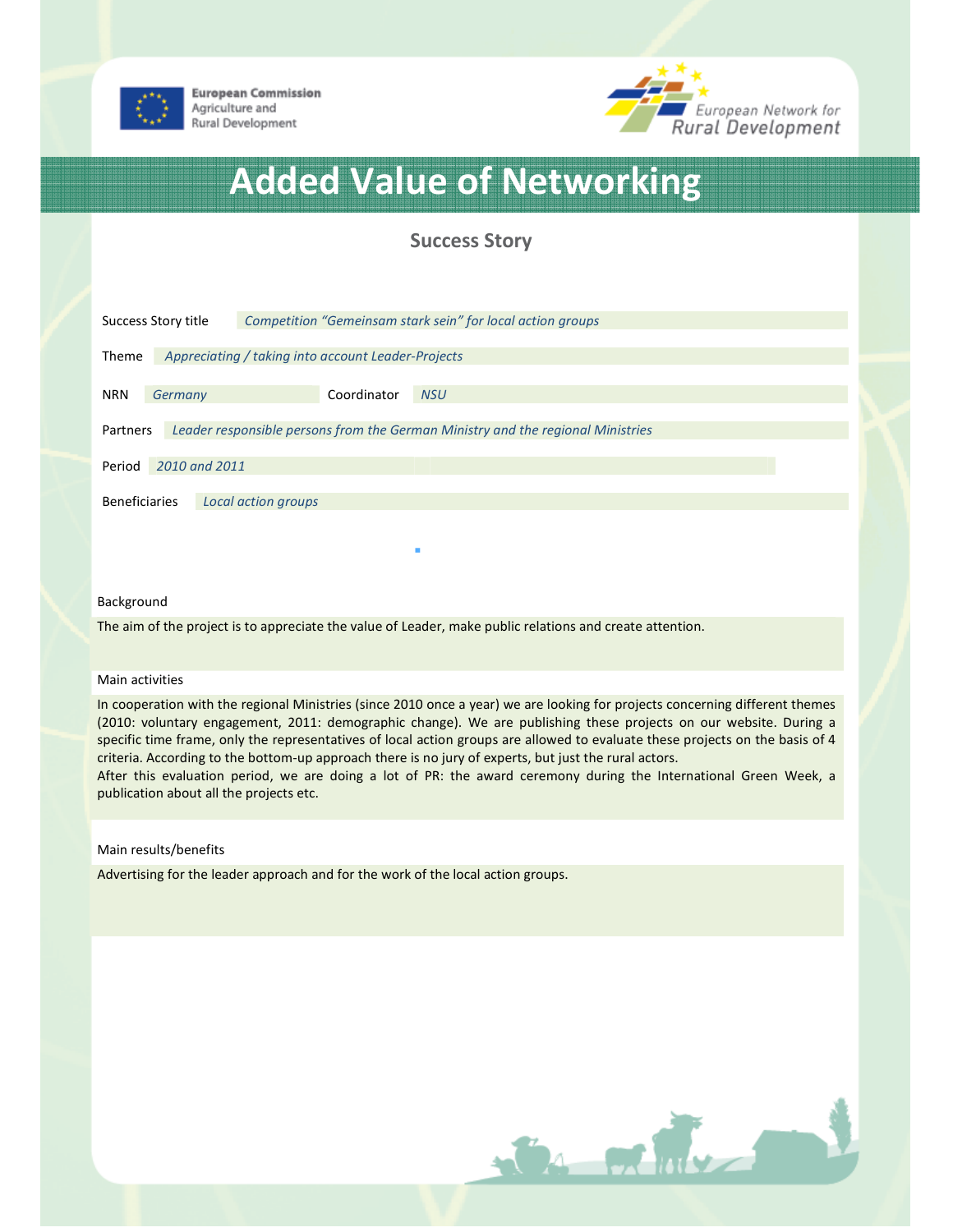European Commission
Agriculture and
Rural Development

European Network for
Rural Development

# Added Value of Networking

## Success Story

**Success Story title** *Competition "Gemeinsam stark sein" for local action groups*

**Theme** *Appreciating / taking into account Leader-Projects*

**NRN** *Germany* **Coordinator** *NSU*

**Partners** *Leader responsible persons from the German Ministry and the regional Ministries*

**Period** *2010 and 2011*

**Beneficiaries** *Local action groups*

### Background

The aim of the project is to appreciate the value of Leader, make public relations and create attention.

### Main activities

In cooperation with the regional Ministries (since 2010 once a year) we are looking for projects concerning different themes (2010: voluntary engagement, 2011: demographic change). We are publishing these projects on our website. During a specific time frame, only the representatives of local action groups are allowed to evaluate these projects on the basis of 4 criteria. According to the bottom-up approach there is no jury of experts, but just the rural actors.
After this evaluation period, we are doing a lot of PR: the award ceremony during the International Green Week, a publication about all the projects etc.

### Main results/benefits

Advertising for the leader approach and for the work of the local action groups.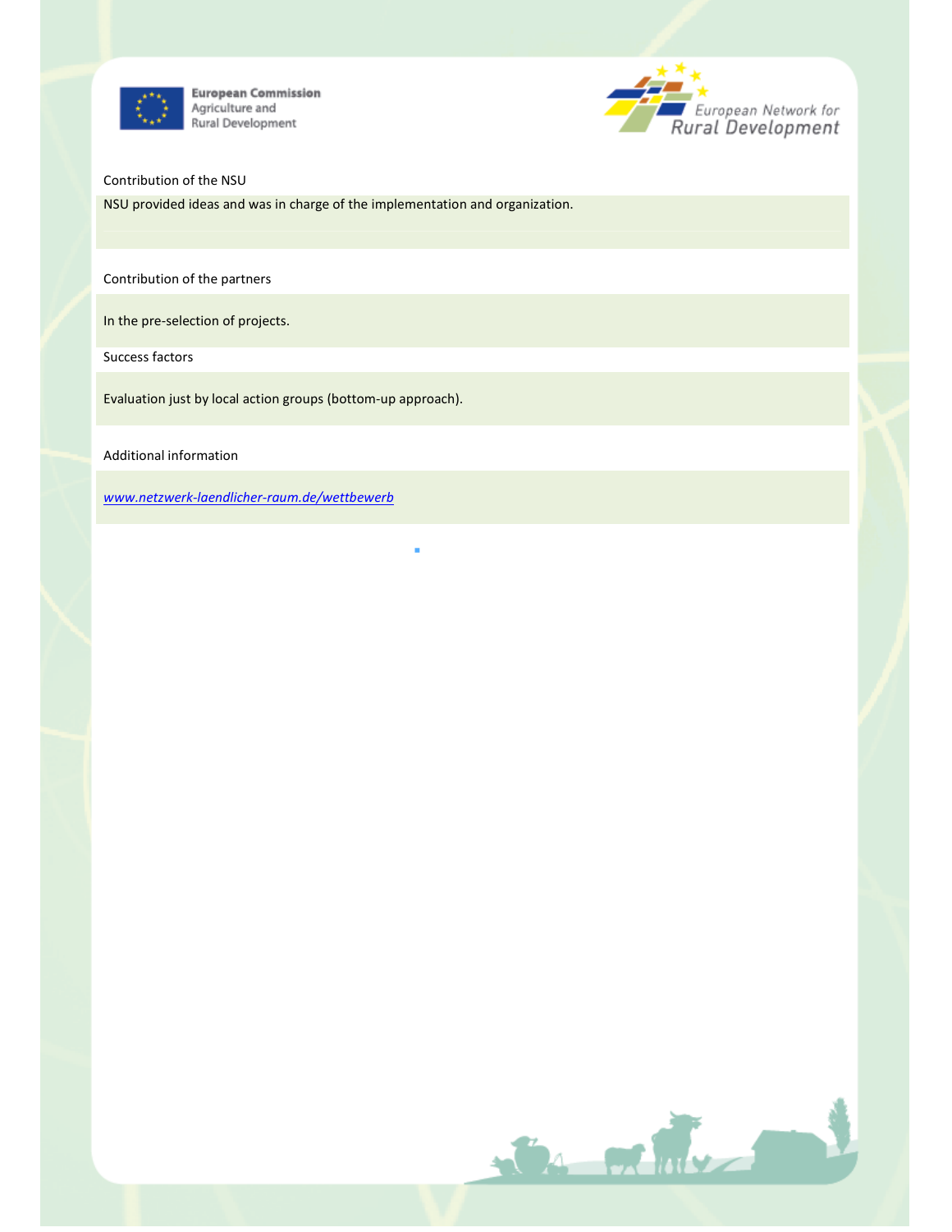Contribution of the NSU

NSU provided ideas and was in charge of the implementation and organization.

Contribution of the partners

In the pre-selection of projects.

Success factors

Evaluation just by local action groups (bottom-up approach).

Additional information

*www.netzwerk-laendlicher-raum.de/wettbewerb*